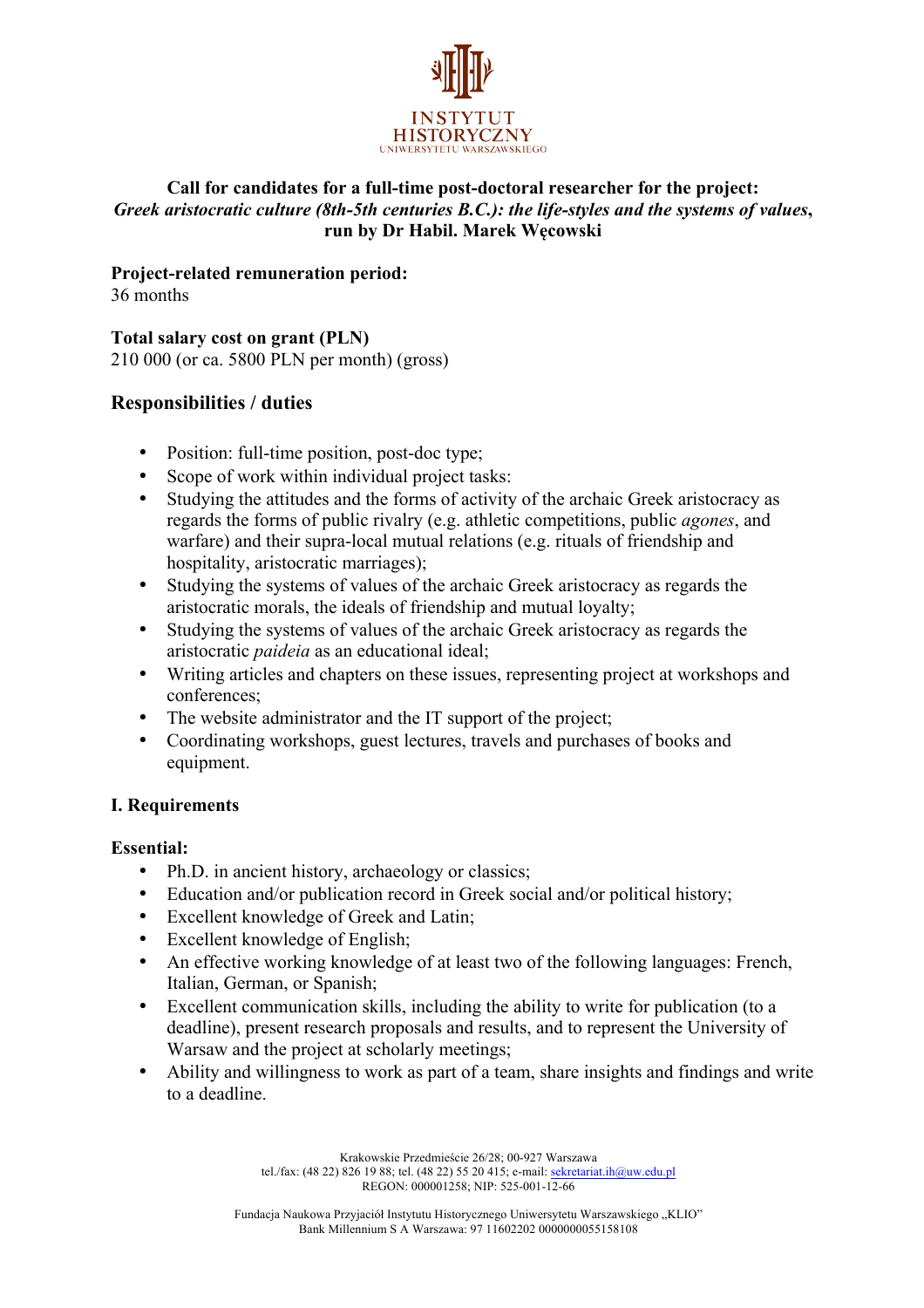INSTYTUT HISTORYCZNY
UNIWERSYTETU WARSZAWSKIEGO

**Call for candidates for a full-time post-doctoral researcher for the project:** ***Greek aristocratic culture (8th-5th centuries B.C.): the life-styles and the systems of values*****, run by Dr Habil. Marek Węcowski**

**Project-related remuneration period:**
36 months

**Total salary cost on grant (PLN)**
210 000 (or ca. 5800 PLN per month) (gross)

## Responsibilities / duties

- Position: full-time position, post-doc type;
- Scope of work within individual project tasks:
- Studying the attitudes and the forms of activity of the archaic Greek aristocracy as regards the forms of public rivalry (e.g. athletic competitions, public *agones*, and warfare) and their supra-local mutual relations (e.g. rituals of friendship and hospitality, aristocratic marriages);
- Studying the systems of values of the archaic Greek aristocracy as regards the aristocratic morals, the ideals of friendship and mutual loyalty;
- Studying the systems of values of the archaic Greek aristocracy as regards the aristocratic *paideia* as an educational ideal;
- Writing articles and chapters on these issues, representing project at workshops and conferences;
- The website administrator and the IT support of the project;
- Coordinating workshops, guest lectures, travels and purchases of books and equipment.

## I. Requirements

**Essential:**

- Ph.D. in ancient history, archaeology or classics;
- Education and/or publication record in Greek social and/or political history;
- Excellent knowledge of Greek and Latin;
- Excellent knowledge of English;
- An effective working knowledge of at least two of the following languages: French, Italian, German, or Spanish;
- Excellent communication skills, including the ability to write for publication (to a deadline), present research proposals and results, and to represent the University of Warsaw and the project at scholarly meetings;
- Ability and willingness to work as part of a team, share insights and findings and write to a deadline.

Krakowskie Przedmieście 26/28; 00-927 Warszawa
tel./fax: (48 22) 826 19 88; tel. (48 22) 55 20 415; e-mail: sekretariat.ih@uw.edu.pl
REGON: 000001258; NIP: 525-001-12-66

Fundacja Naukowa Przyjaciół Instytutu Historycznego Uniwersytetu Warszawskiego „KLIO"
Bank Millennium S A Warszawa: 97 11602202 0000000055158108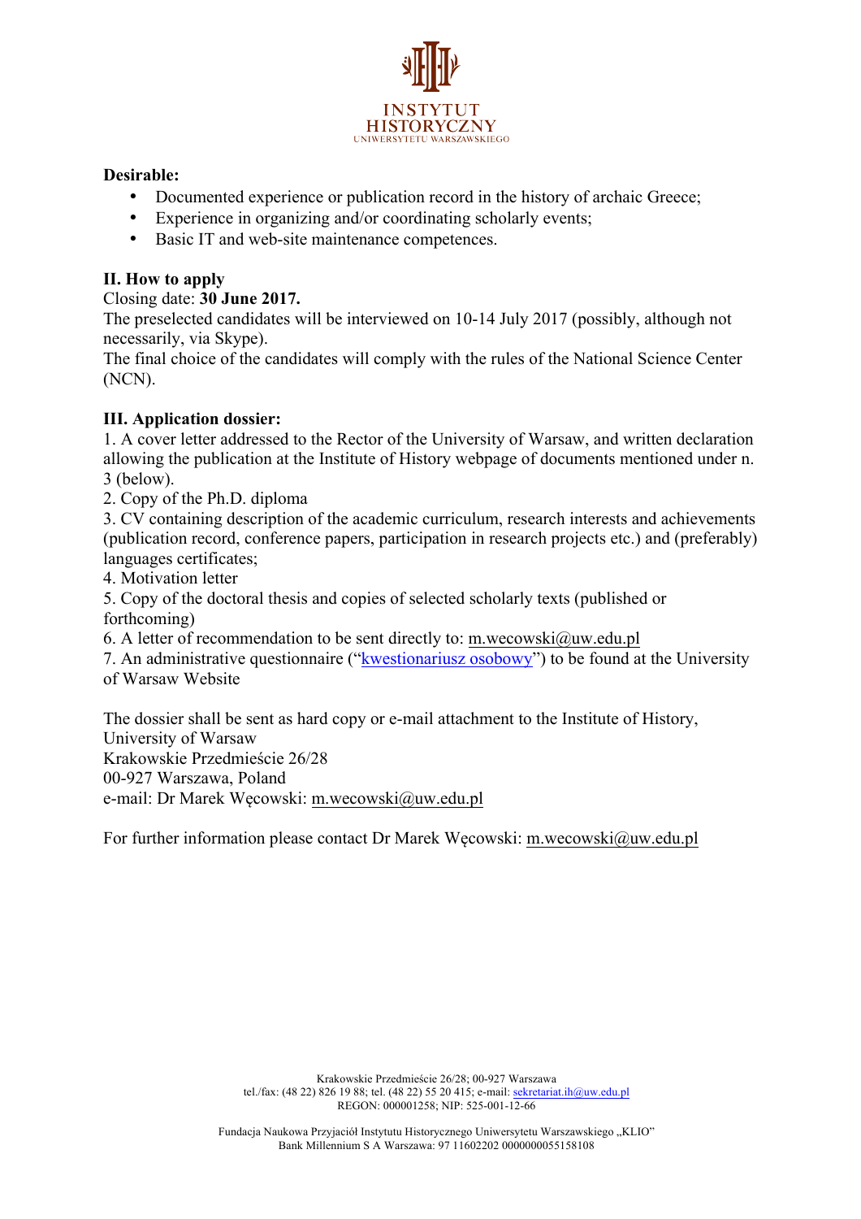**Desirable:**

- Documented experience or publication record in the history of archaic Greece;
- Experience in organizing and/or coordinating scholarly events;
- Basic IT and web-site maintenance competences.

**II. How to apply**

Closing date: **30 June 2017.**

The preselected candidates will be interviewed on 10-14 July 2017 (possibly, although not necessarily, via Skype).

The final choice of the candidates will comply with the rules of the National Science Center (NCN).

**III. Application dossier:**

1. A cover letter addressed to the Rector of the University of Warsaw, and written declaration allowing the publication at the Institute of History webpage of documents mentioned under n. 3 (below).
2. Copy of the Ph.D. diploma
3. CV containing description of the academic curriculum, research interests and achievements (publication record, conference papers, participation in research projects etc.) and (preferably) languages certificates;
4. Motivation letter
5. Copy of the doctoral thesis and copies of selected scholarly texts (published or forthcoming)
6. A letter of recommendation to be sent directly to: m.wecowski@uw.edu.pl
7. An administrative questionnaire ("kwestionariusz osobowy") to be found at the University of Warsaw Website

The dossier shall be sent as hard copy or e-mail attachment to the Institute of History, University of Warsaw
Krakowskie Przedmieście 26/28
00-927 Warszawa, Poland
e-mail: Dr Marek Węcowski: m.wecowski@uw.edu.pl

For further information please contact Dr Marek Węcowski: m.wecowski@uw.edu.pl